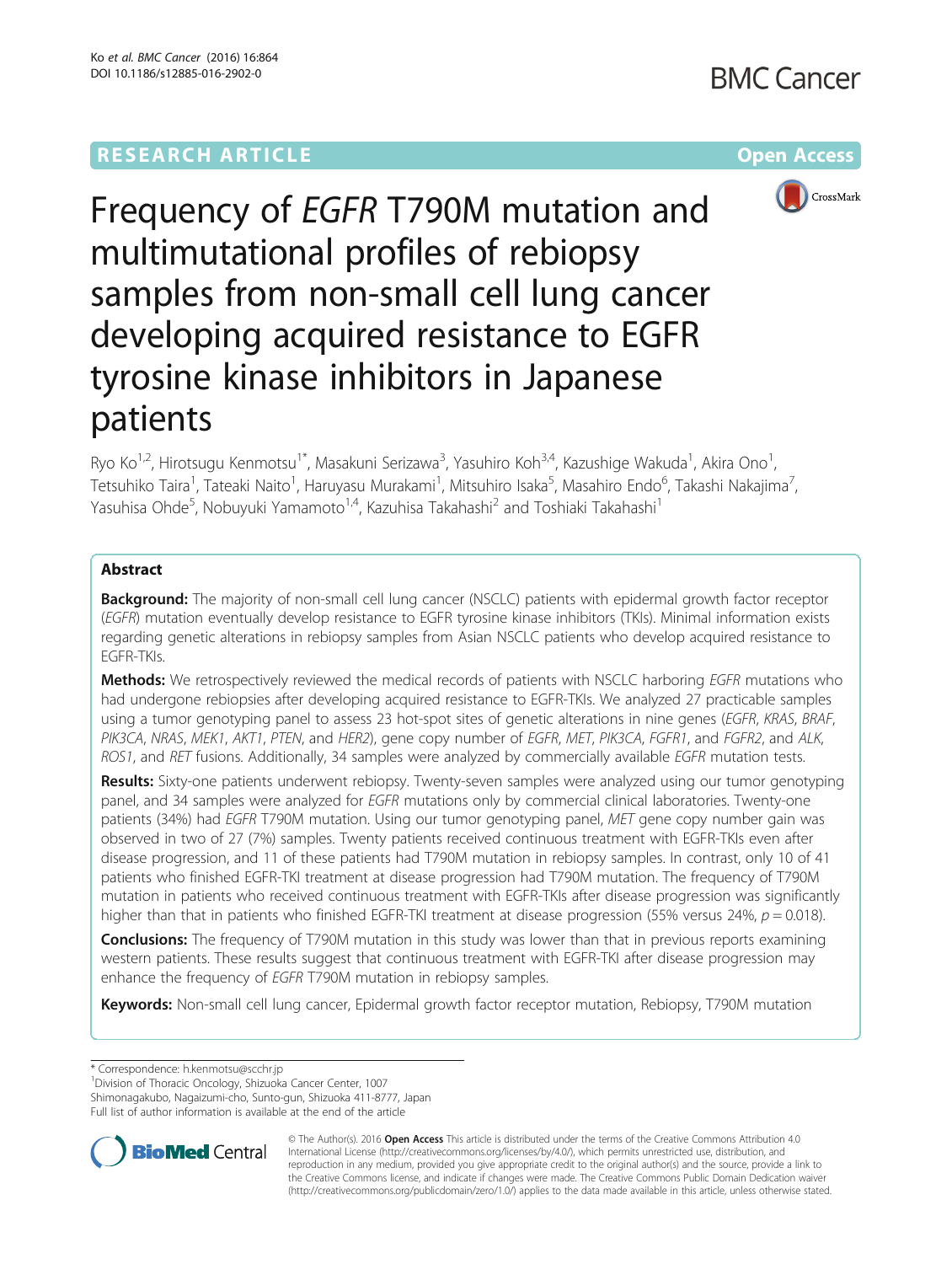RESEARCH ARTICLE

Open Access

# Frequency of *EGFR* T790M mutation and multimutational profiles of rebiopsy samples from non-small cell lung cancer developing acquired resistance to EGFR tyrosine kinase inhibitors in Japanese patients

Ryo Ko[1,2], Hirotsugu Kenmotsu[1*], Masakuni Serizawa[3], Yasuhiro Koh[3,4], Kazushige Wakuda[1], Akira Ono[1], Tetsuhiko Taira[1], Tateaki Naito[1], Haruyasu Murakami[1], Mitsuhiro Isaka[5], Masahiro Endo[6], Takashi Nakajima[7], Yasuhisa Ohde[5], Nobuyuki Yamamoto[1,4], Kazuhisa Takahashi[2] and Toshiaki Takahashi[1]

## Abstract

**Background:** The majority of non-small cell lung cancer (NSCLC) patients with epidermal growth factor receptor (*EGFR*) mutation eventually develop resistance to EGFR tyrosine kinase inhibitors (TKIs). Minimal information exists regarding genetic alterations in rebiopsy samples from Asian NSCLC patients who develop acquired resistance to EGFR-TKIs.

**Methods:** We retrospectively reviewed the medical records of patients with NSCLC harboring *EGFR* mutations who had undergone rebiopsies after developing acquired resistance to EGFR-TKIs. We analyzed 27 practicable samples using a tumor genotyping panel to assess 23 hot-spot sites of genetic alterations in nine genes (*EGFR*, *KRAS*, *BRAF*, *PIK3CA*, *NRAS*, *MEK1*, *AKT1*, *PTEN*, and *HER2*), gene copy number of *EGFR*, *MET*, *PIK3CA*, *FGFR1*, and *FGFR2*, and *ALK*, *ROS1*, and *RET* fusions. Additionally, 34 samples were analyzed by commercially available *EGFR* mutation tests.

**Results:** Sixty-one patients underwent rebiopsy. Twenty-seven samples were analyzed using our tumor genotyping panel, and 34 samples were analyzed for *EGFR* mutations only by commercial clinical laboratories. Twenty-one patients (34%) had *EGFR* T790M mutation. Using our tumor genotyping panel, *MET* gene copy number gain was observed in two of 27 (7%) samples. Twenty patients received continuous treatment with EGFR-TKIs even after disease progression, and 11 of these patients had T790M mutation in rebiopsy samples. In contrast, only 10 of 41 patients who finished EGFR-TKI treatment at disease progression had T790M mutation. The frequency of T790M mutation in patients who received continuous treatment with EGFR-TKIs after disease progression was significantly higher than that in patients who finished EGFR-TKI treatment at disease progression (55% versus 24%, $p = 0.018$).

**Conclusions:** The frequency of T790M mutation in this study was lower than that in previous reports examining western patients. These results suggest that continuous treatment with EGFR-TKI after disease progression may enhance the frequency of *EGFR* T790M mutation in rebiopsy samples.

**Keywords:** Non-small cell lung cancer, Epidermal growth factor receptor mutation, Rebiopsy, T790M mutation

\* Correspondence: h.kenmotsu@scchr.jp
[1]Division of Thoracic Oncology, Shizuoka Cancer Center, 1007 Shimonagakubo, Nagaizumi-cho, Sunto-gun, Shizuoka 411-8777, Japan
Full list of author information is available at the end of the article

© The Author(s). 2016 **Open Access** This article is distributed under the terms of the Creative Commons Attribution 4.0 International License (http://creativecommons.org/licenses/by/4.0/), which permits unrestricted use, distribution, and reproduction in any medium, provided you give appropriate credit to the original author(s) and the source, provide a link to the Creative Commons license, and indicate if changes were made. The Creative Commons Public Domain Dedication waiver (http://creativecommons.org/publicdomain/zero/1.0/) applies to the data made available in this article, unless otherwise stated.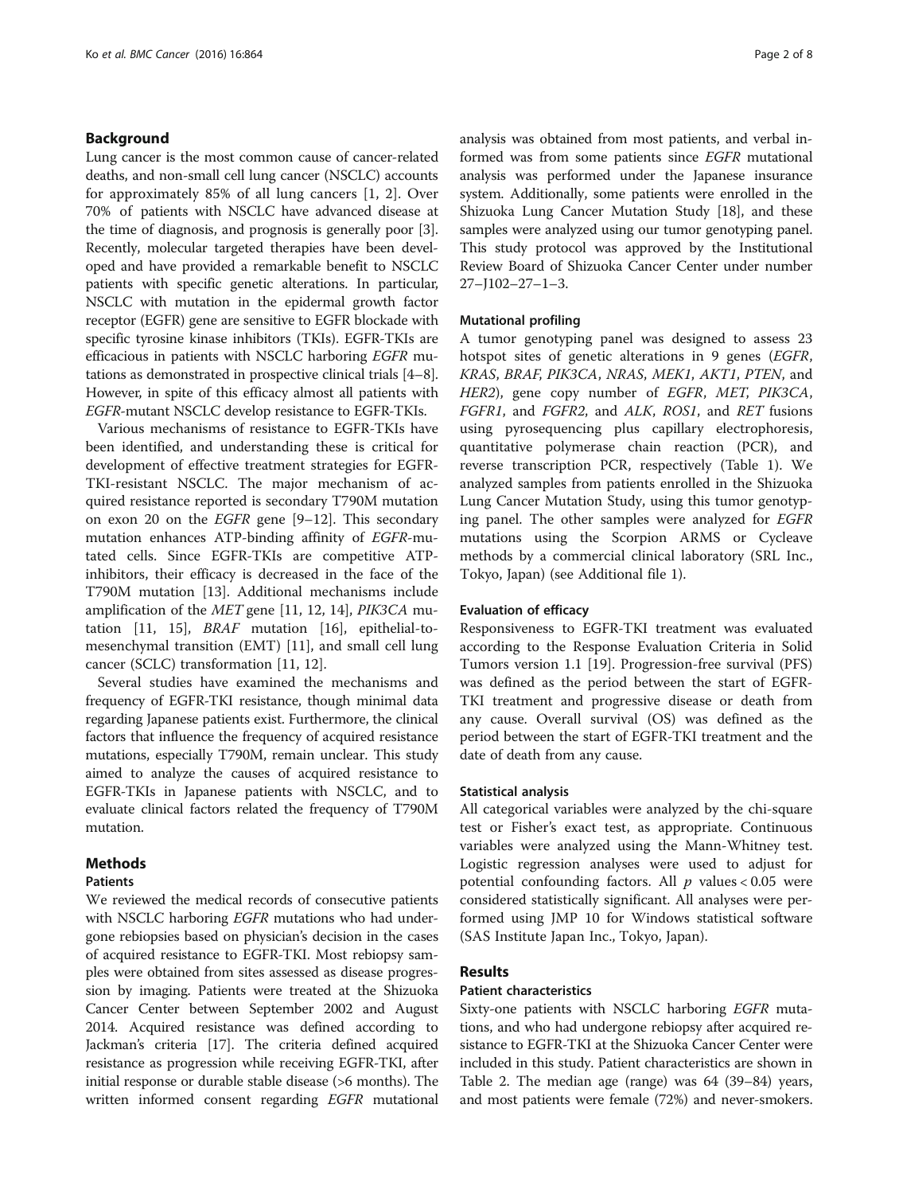## Background

Lung cancer is the most common cause of cancer-related deaths, and non-small cell lung cancer (NSCLC) accounts for approximately 85% of all lung cancers [1, 2]. Over 70% of patients with NSCLC have advanced disease at the time of diagnosis, and prognosis is generally poor [3]. Recently, molecular targeted therapies have been developed and have provided a remarkable benefit to NSCLC patients with specific genetic alterations. In particular, NSCLC with mutation in the epidermal growth factor receptor (EGFR) gene are sensitive to EGFR blockade with specific tyrosine kinase inhibitors (TKIs). EGFR-TKIs are efficacious in patients with NSCLC harboring *EGFR* mutations as demonstrated in prospective clinical trials [4–8]. However, in spite of this efficacy almost all patients with *EGFR*-mutant NSCLC develop resistance to EGFR-TKIs.

Various mechanisms of resistance to EGFR-TKIs have been identified, and understanding these is critical for development of effective treatment strategies for EGFR-TKI-resistant NSCLC. The major mechanism of acquired resistance reported is secondary T790M mutation on exon 20 on the *EGFR* gene [9–12]. This secondary mutation enhances ATP-binding affinity of *EGFR*-mutated cells. Since EGFR-TKIs are competitive ATP-inhibitors, their efficacy is decreased in the face of the T790M mutation [13]. Additional mechanisms include amplification of the *MET* gene [11, 12, 14], *PIK3CA* mutation [11, 15], *BRAF* mutation [16], epithelial-to-mesenchymal transition (EMT) [11], and small cell lung cancer (SCLC) transformation [11, 12].

Several studies have examined the mechanisms and frequency of EGFR-TKI resistance, though minimal data regarding Japanese patients exist. Furthermore, the clinical factors that influence the frequency of acquired resistance mutations, especially T790M, remain unclear. This study aimed to analyze the causes of acquired resistance to EGFR-TKIs in Japanese patients with NSCLC, and to evaluate clinical factors related the frequency of T790M mutation.

## Methods

### Patients

We reviewed the medical records of consecutive patients with NSCLC harboring *EGFR* mutations who had undergone rebiopsies based on physician's decision in the cases of acquired resistance to EGFR-TKI. Most rebiopsy samples were obtained from sites assessed as disease progression by imaging. Patients were treated at the Shizuoka Cancer Center between September 2002 and August 2014. Acquired resistance was defined according to Jackman's criteria [17]. The criteria defined acquired resistance as progression while receiving EGFR-TKI, after initial response or durable stable disease (>6 months). The written informed consent regarding *EGFR* mutational analysis was obtained from most patients, and verbal informed was from some patients since *EGFR* mutational analysis was performed under the Japanese insurance system. Additionally, some patients were enrolled in the Shizuoka Lung Cancer Mutation Study [18], and these samples were analyzed using our tumor genotyping panel. This study protocol was approved by the Institutional Review Board of Shizuoka Cancer Center under number 27–J102–27–1–3.

### Mutational profiling

A tumor genotyping panel was designed to assess 23 hotspot sites of genetic alterations in 9 genes (*EGFR*, *KRAS*, *BRAF*, *PIK3CA*, *NRAS*, *MEK1*, *AKT1*, *PTEN*, and *HER2*), gene copy number of *EGFR*, *MET*, *PIK3CA*, *FGFR1*, and *FGFR2*, and *ALK*, *ROS1*, and *RET* fusions using pyrosequencing plus capillary electrophoresis, quantitative polymerase chain reaction (PCR), and reverse transcription PCR, respectively (Table 1). We analyzed samples from patients enrolled in the Shizuoka Lung Cancer Mutation Study, using this tumor genotyping panel. The other samples were analyzed for *EGFR* mutations using the Scorpion ARMS or Cycleave methods by a commercial clinical laboratory (SRL Inc., Tokyo, Japan) (see Additional file 1).

### Evaluation of efficacy

Responsiveness to EGFR-TKI treatment was evaluated according to the Response Evaluation Criteria in Solid Tumors version 1.1 [19]. Progression-free survival (PFS) was defined as the period between the start of EGFR-TKI treatment and progressive disease or death from any cause. Overall survival (OS) was defined as the period between the start of EGFR-TKI treatment and the date of death from any cause.

### Statistical analysis

All categorical variables were analyzed by the chi-square test or Fisher's exact test, as appropriate. Continuous variables were analyzed using the Mann-Whitney test. Logistic regression analyses were used to adjust for potential confounding factors. All $p$ values < 0.05 were considered statistically significant. All analyses were performed using JMP 10 for Windows statistical software (SAS Institute Japan Inc., Tokyo, Japan).

## Results

### Patient characteristics

Sixty-one patients with NSCLC harboring *EGFR* mutations, and who had undergone rebiopsy after acquired resistance to EGFR-TKI at the Shizuoka Cancer Center were included in this study. Patient characteristics are shown in Table 2. The median age (range) was 64 (39–84) years, and most patients were female (72%) and never-smokers.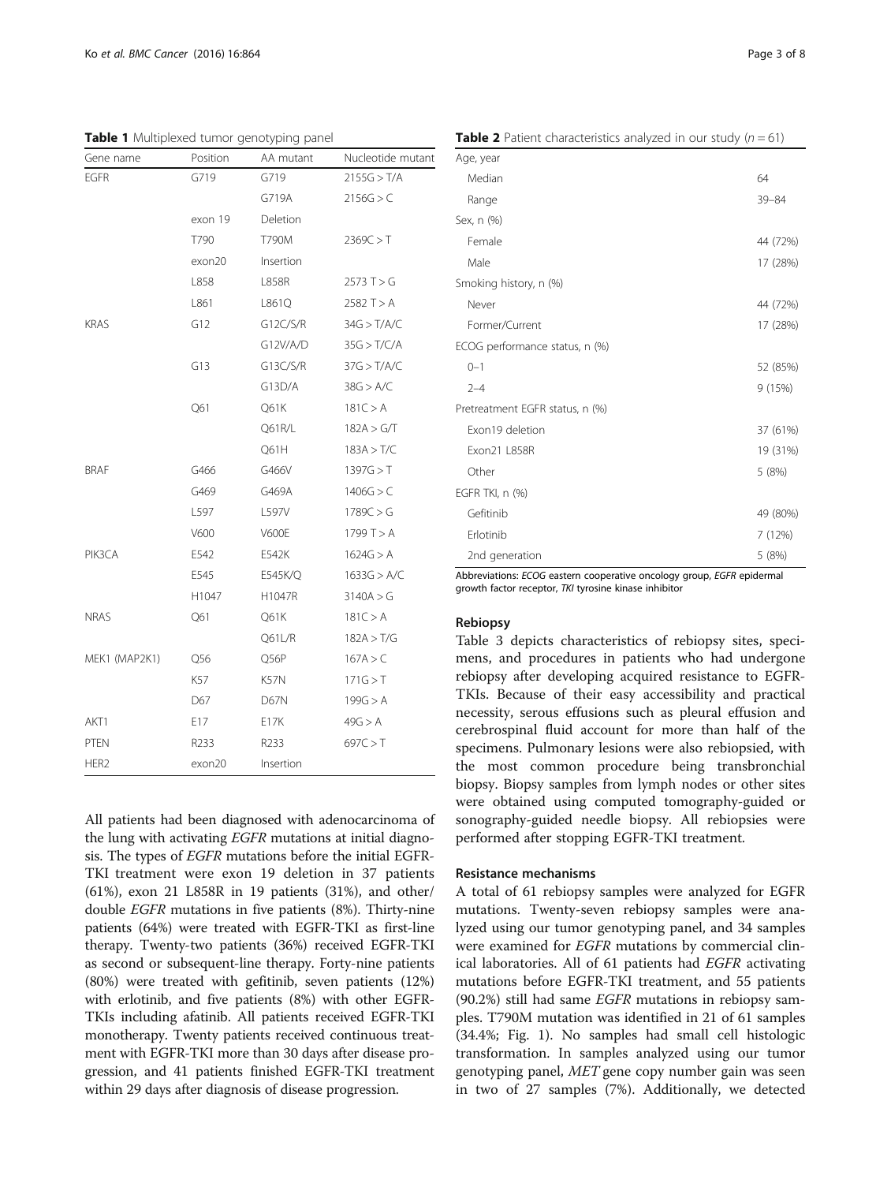**Table 1** Multiplexed tumor genotyping panel

| Gene name | Position | AA mutant | Nucleotide mutant |
|---|---|---|---|
| EGFR | G719 | G719 | 2155G > T/A |
| | | G719A | 2156G > C |
| | exon 19 | Deletion | |
| | T790 | T790M | 2369C > T |
| | exon20 | Insertion | |
| | L858 | L858R | 2573 T > G |
| | L861 | L861Q | 2582 T > A |
| KRAS | G12 | G12C/S/R | 34G > T/A/C |
| | | G12V/A/D | 35G > T/C/A |
| | G13 | G13C/S/R | 37G > T/A/C |
| | | G13D/A | 38G > A/C |
| | Q61 | Q61K | 181C > A |
| | | Q61R/L | 182A > G/T |
| | | Q61H | 183A > T/C |
| BRAF | G466 | G466V | 1397G > T |
| | G469 | G469A | 1406G > C |
| | L597 | L597V | 1789C > G |
| | V600 | V600E | 1799 T > A |
| PIK3CA | E542 | E542K | 1624G > A |
| | E545 | E545K/Q | 1633G > A/C |
| | H1047 | H1047R | 3140A > G |
| NRAS | Q61 | Q61K | 181C > A |
| | | Q61L/R | 182A > T/G |
| MEK1 (MAP2K1) | Q56 | Q56P | 167A > C |
| | K57 | K57N | 171G > T |
| | D67 | D67N | 199G > A |
| AKT1 | E17 | E17K | 49G > A |
| PTEN | R233 | R233 | 697C > T |
| HER2 | exon20 | Insertion | |

All patients had been diagnosed with adenocarcinoma of the lung with activating *EGFR* mutations at initial diagnosis. The types of *EGFR* mutations before the initial EGFR-TKI treatment were exon 19 deletion in 37 patients (61%), exon 21 L858R in 19 patients (31%), and other/double *EGFR* mutations in five patients (8%). Thirty-nine patients (64%) were treated with EGFR-TKI as first-line therapy. Twenty-two patients (36%) received EGFR-TKI as second or subsequent-line therapy. Forty-nine patients (80%) were treated with gefitinib, seven patients (12%) with erlotinib, and five patients (8%) with other EGFR-TKIs including afatinib. All patients received EGFR-TKI monotherapy. Twenty patients received continuous treatment with EGFR-TKI more than 30 days after disease progression, and 41 patients finished EGFR-TKI treatment within 29 days after diagnosis of disease progression.

**Table 2** Patient characteristics analyzed in our study ($n = 61$)

| | |
|---|---|
| Age, year | |
| Median | 64 |
| Range | 39–84 |
| Sex, n (%) | |
| Female | 44 (72%) |
| Male | 17 (28%) |
| Smoking history, n (%) | |
| Never | 44 (72%) |
| Former/Current | 17 (28%) |
| ECOG performance status, n (%) | |
| 0–1 | 52 (85%) |
| 2–4 | 9 (15%) |
| Pretreatment EGFR status, n (%) | |
| Exon19 deletion | 37 (61%) |
| Exon21 L858R | 19 (31%) |
| Other | 5 (8%) |
| EGFR TKI, n (%) | |
| Gefitinib | 49 (80%) |
| Erlotinib | 7 (12%) |
| 2nd generation | 5 (8%) |

Abbreviations: *ECOG* eastern cooperative oncology group, *EGFR* epidermal growth factor receptor, *TKI* tyrosine kinase inhibitor

### Rebiopsy

Table 3 depicts characteristics of rebiopsy sites, specimens, and procedures in patients who had undergone rebiopsy after developing acquired resistance to EGFR-TKIs. Because of their easy accessibility and practical necessity, serous effusions such as pleural effusion and cerebrospinal fluid account for more than half of the specimens. Pulmonary lesions were also rebiopsied, with the most common procedure being transbronchial biopsy. Biopsy samples from lymph nodes or other sites were obtained using computed tomography-guided or sonography-guided needle biopsy. All rebiopsies were performed after stopping EGFR-TKI treatment.

### Resistance mechanisms

A total of 61 rebiopsy samples were analyzed for EGFR mutations. Twenty-seven rebiopsy samples were analyzed using our tumor genotyping panel, and 34 samples were examined for *EGFR* mutations by commercial clinical laboratories. All of 61 patients had *EGFR* activating mutations before EGFR-TKI treatment, and 55 patients (90.2%) still had same *EGFR* mutations in rebiopsy samples. T790M mutation was identified in 21 of 61 samples (34.4%; Fig. 1). No samples had small cell histologic transformation. In samples analyzed using our tumor genotyping panel, *MET* gene copy number gain was seen in two of 27 samples (7%). Additionally, we detected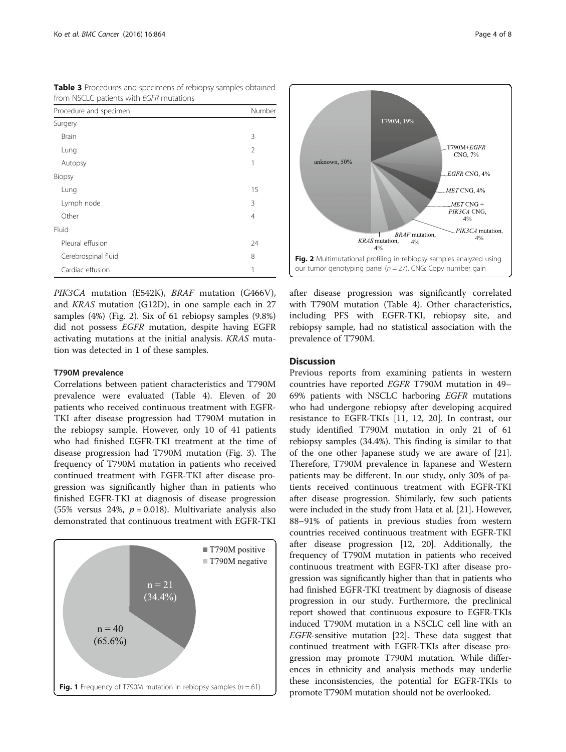**Table 3** Procedures and specimens of rebiopsy samples obtained from NSCLC patients with *EGFR* mutations

| Procedure and specimen | Number |
| --- | --- |
| Surgery | |
| Brain | 3 |
| Lung | 2 |
| Autopsy | 1 |
| Biopsy | |
| Lung | 15 |
| Lymph node | 3 |
| Other | 4 |
| Fluid | |
| Pleural effusion | 24 |
| Cerebrospinal fluid | 8 |
| Cardiac effusion | 1 |

*PIK3CA* mutation (E542K), *BRAF* mutation (G466V), and *KRAS* mutation (G12D), in one sample each in 27 samples (4%) (Fig. 2). Six of 61 rebiopsy samples (9.8%) did not possess *EGFR* mutation, despite having EGFR activating mutations at the initial analysis. *KRAS* mutation was detected in 1 of these samples.

### T790M prevalence

Correlations between patient characteristics and T790M prevalence were evaluated (Table 4). Eleven of 20 patients who received continuous treatment with EGFR-TKI after disease progression had T790M mutation in the rebiopsy sample. However, only 10 of 41 patients who had finished EGFR-TKI treatment at the time of disease progression had T790M mutation (Fig. 3). The frequency of T790M mutation in patients who received continued treatment with EGFR-TKI after disease progression was significantly higher than in patients who finished EGFR-TKI at diagnosis of disease progression (55% versus 24%, $p = 0.018$). Multivariate analysis also demonstrated that continuous treatment with EGFR-TKI

**Fig. 1** Frequency of T790M mutation in rebiopsy samples ($n = 61$)

**Fig. 2** Multimutational profiling in rebiopsy samples analyzed using our tumor genotyping panel ($n = 27$). CNG: Copy number gain

after disease progression was significantly correlated with T790M mutation (Table 4). Other characteristics, including PFS with EGFR-TKI, rebiopsy site, and rebiopsy sample, had no statistical association with the prevalence of T790M.

## Discussion

Previous reports from examining patients in western countries have reported *EGFR* T790M mutation in 49–69% patients with NSCLC harboring *EGFR* mutations who had undergone rebiopsy after developing acquired resistance to EGFR-TKIs [11, 12, 20]. In contrast, our study identified T790M mutation in only 21 of 61 rebiopsy samples (34.4%). This finding is similar to that of the one other Japanese study we are aware of [21]. Therefore, T790M prevalence in Japanese and Western patients may be different. In our study, only 30% of patients received continuous treatment with EGFR-TKI after disease progression. Shimilarly, few such patients were included in the study from Hata et al. [21]. However, 88–91% of patients in previous studies from western countries received continuous treatment with EGFR-TKI after disease progression [12, 20]. Additionally, the frequency of T790M mutation in patients who received continuous treatment with EGFR-TKI after disease progression was significantly higher than that in patients who had finished EGFR-TKI treatment by diagnosis of disease progression in our study. Furthermore, the preclinical report showed that continuous exposure to EGFR-TKIs induced T790M mutation in a NSCLC cell line with an *EGFR*-sensitive mutation [22]. These data suggest that continued treatment with EGFR-TKIs after disease progression may promote T790M mutation. While differences in ethnicity and analysis methods may underlie these inconsistencies, the potential for EGFR-TKIs to promote T790M mutation should not be overlooked.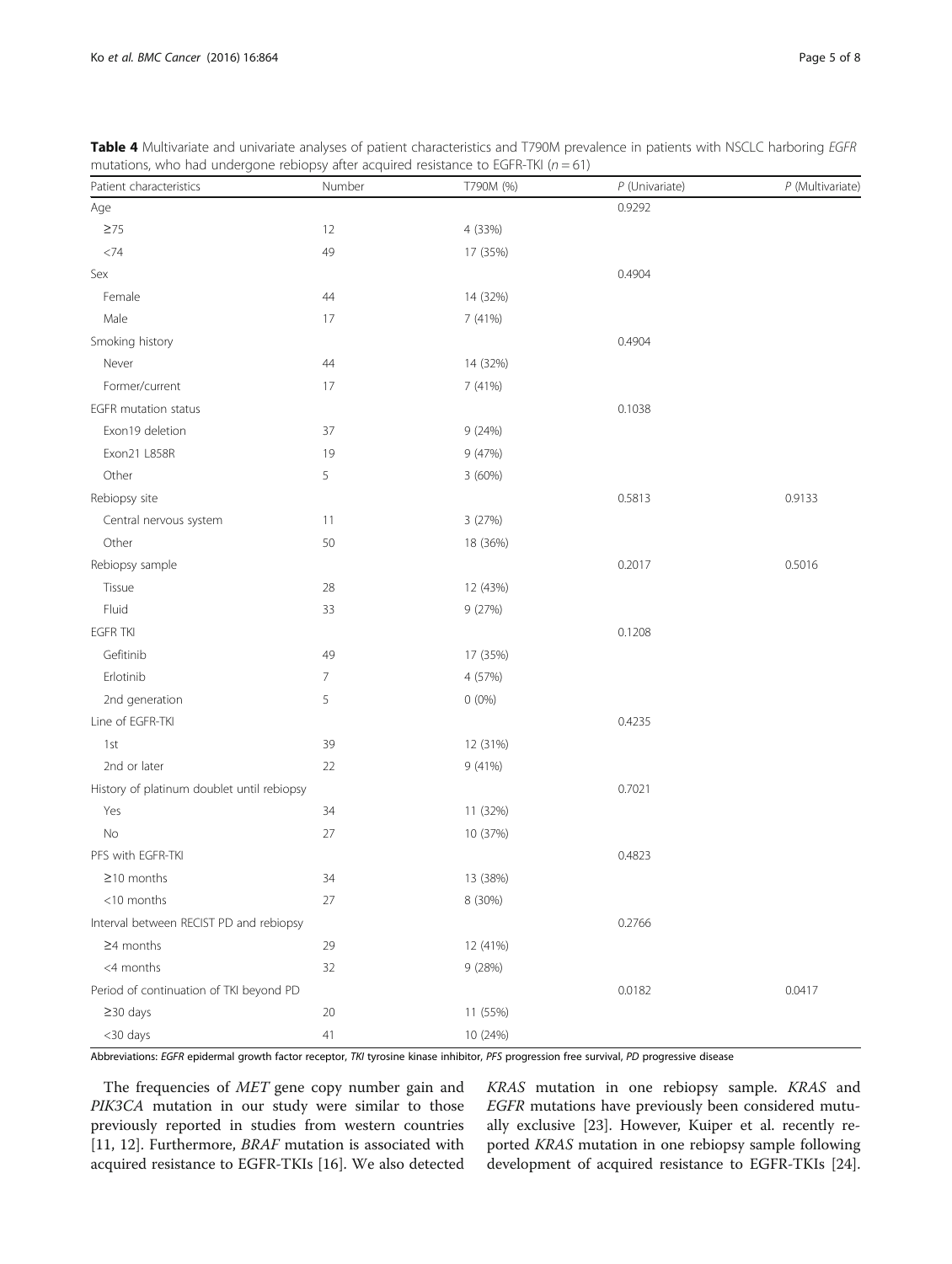**Table 4** Multivariate and univariate analyses of patient characteristics and T790M prevalence in patients with NSCLC harboring *EGFR* mutations, who had undergone rebiopsy after acquired resistance to EGFR-TKI ($n = 61$)

| Patient characteristics | Number | T790M (%) | *P* (Univariate) | *P* (Multivariate) |
|---|---|---|---|---|
| Age | | | 0.9292 | |
| ≥75 | 12 | 4 (33%) | | |
| <74 | 49 | 17 (35%) | | |
| Sex | | | 0.4904 | |
| Female | 44 | 14 (32%) | | |
| Male | 17 | 7 (41%) | | |
| Smoking history | | | 0.4904 | |
| Never | 44 | 14 (32%) | | |
| Former/current | 17 | 7 (41%) | | |
| EGFR mutation status | | | 0.1038 | |
| Exon19 deletion | 37 | 9 (24%) | | |
| Exon21 L858R | 19 | 9 (47%) | | |
| Other | 5 | 3 (60%) | | |
| Rebiopsy site | | | 0.5813 | 0.9133 |
| Central nervous system | 11 | 3 (27%) | | |
| Other | 50 | 18 (36%) | | |
| Rebiopsy sample | | | 0.2017 | 0.5016 |
| Tissue | 28 | 12 (43%) | | |
| Fluid | 33 | 9 (27%) | | |
| EGFR TKI | | | 0.1208 | |
| Gefitinib | 49 | 17 (35%) | | |
| Erlotinib | 7 | 4 (57%) | | |
| 2nd generation | 5 | 0 (0%) | | |
| Line of EGFR-TKI | | | 0.4235 | |
| 1st | 39 | 12 (31%) | | |
| 2nd or later | 22 | 9 (41%) | | |
| History of platinum doublet until rebiopsy | | | 0.7021 | |
| Yes | 34 | 11 (32%) | | |
| No | 27 | 10 (37%) | | |
| PFS with EGFR-TKI | | | 0.4823 | |
| ≥10 months | 34 | 13 (38%) | | |
| <10 months | 27 | 8 (30%) | | |
| Interval between RECIST PD and rebiopsy | | | 0.2766 | |
| ≥4 months | 29 | 12 (41%) | | |
| <4 months | 32 | 9 (28%) | | |
| Period of continuation of TKI beyond PD | | | 0.0182 | 0.0417 |
| ≥30 days | 20 | 11 (55%) | | |
| <30 days | 41 | 10 (24%) | | |

Abbreviations: *EGFR* epidermal growth factor receptor, *TKI* tyrosine kinase inhibitor, *PFS* progression free survival, *PD* progressive disease

The frequencies of *MET* gene copy number gain and *PIK3CA* mutation in our study were similar to those previously reported in studies from western countries [11, 12]. Furthermore, *BRAF* mutation is associated with acquired resistance to EGFR-TKIs [16]. We also detected *KRAS* mutation in one rebiopsy sample. *KRAS* and *EGFR* mutations have previously been considered mutually exclusive [23]. However, Kuiper et al. recently reported *KRAS* mutation in one rebiopsy sample following development of acquired resistance to EGFR-TKIs [24].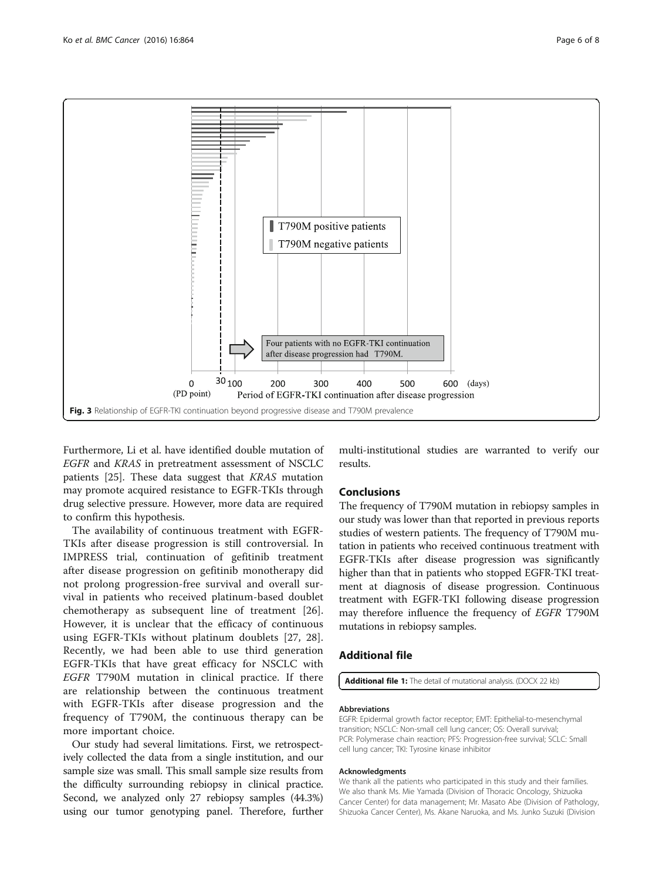Fig. 3 Relationship of EGFR-TKI continuation beyond progressive disease and T790M prevalence

Furthermore, Li et al. have identified double mutation of *EGFR* and *KRAS* in pretreatment assessment of NSCLC patients [25]. These data suggest that *KRAS* mutation may promote acquired resistance to EGFR-TKIs through drug selective pressure. However, more data are required to confirm this hypothesis.

The availability of continuous treatment with EGFR-TKIs after disease progression is still controversial. In IMPRESS trial, continuation of gefitinib treatment after disease progression on gefitinib monotherapy did not prolong progression-free survival and overall survival in patients who received platinum-based doublet chemotherapy as subsequent line of treatment [26]. However, it is unclear that the efficacy of continuous using EGFR-TKIs without platinum doublets [27, 28]. Recently, we had been able to use third generation EGFR-TKIs that have great efficacy for NSCLC with *EGFR* T790M mutation in clinical practice. If there are relationship between the continuous treatment with EGFR-TKIs after disease progression and the frequency of T790M, the continuous therapy can be more important choice.

Our study had several limitations. First, we retrospectively collected the data from a single institution, and our sample size was small. This small sample size results from the difficulty surrounding rebiopsy in clinical practice. Second, we analyzed only 27 rebiopsy samples (44.3%) using our tumor genotyping panel. Therefore, further multi-institutional studies are warranted to verify our results.

## Conclusions

The frequency of T790M mutation in rebiopsy samples in our study was lower than that reported in previous reports studies of western patients. The frequency of T790M mutation in patients who received continuous treatment with EGFR-TKIs after disease progression was significantly higher than that in patients who stopped EGFR-TKI treatment at diagnosis of disease progression. Continuous treatment with EGFR-TKI following disease progression may therefore influence the frequency of *EGFR* T790M mutations in rebiopsy samples.

## Additional file

**Additional file 1:** The detail of mutational analysis. (DOCX 22 kb)

#### Abbreviations

EGFR: Epidermal growth factor receptor; EMT: Epithelial-to-mesenchymal transition; NSCLC: Non-small cell lung cancer; OS: Overall survival; PCR: Polymerase chain reaction; PFS: Progression-free survival; SCLC: Small cell lung cancer; TKI: Tyrosine kinase inhibitor

#### Acknowledgments

We thank all the patients who participated in this study and their families. We also thank Ms. Mie Yamada (Division of Thoracic Oncology, Shizuoka Cancer Center) for data management; Mr. Masato Abe (Division of Pathology, Shizuoka Cancer Center), Ms. Akane Naruoka, and Ms. Junko Suzuki (Division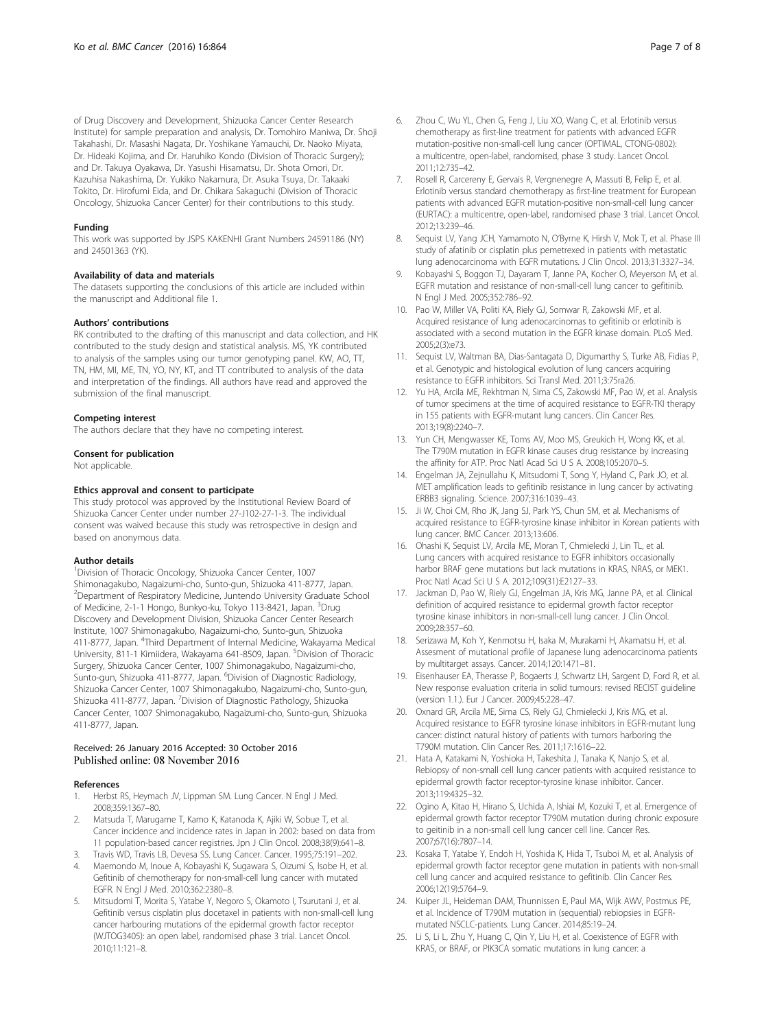of Drug Discovery and Development, Shizuoka Cancer Center Research Institute) for sample preparation and analysis, Dr. Tomohiro Maniwa, Dr. Shoji Takahashi, Dr. Masashi Nagata, Dr. Yoshikane Yamauchi, Dr. Naoko Miyata, Dr. Hideaki Kojima, and Dr. Haruhiko Kondo (Division of Thoracic Surgery); and Dr. Takuya Oyakawa, Dr. Yasushi Hisamatsu, Dr. Shota Omori, Dr. Kazuhisa Nakashima, Dr. Yukiko Nakamura, Dr. Asuka Tsuya, Dr. Takaaki Tokito, Dr. Hirofumi Eida, and Dr. Chikara Sakaguchi (Division of Thoracic Oncology, Shizuoka Cancer Center) for their contributions to this study.

#### Funding

This work was supported by JSPS KAKENHI Grant Numbers 24591186 (NY) and 24501363 (YK).

#### Availability of data and materials

The datasets supporting the conclusions of this article are included within the manuscript and Additional file 1.

#### Authors' contributions

RK contributed to the drafting of this manuscript and data collection, and HK contributed to the study design and statistical analysis. MS, YK contributed to analysis of the samples using our tumor genotyping panel. KW, AO, TT, TN, HM, MI, ME, TN, YO, NY, KT, and TT contributed to analysis of the data and interpretation of the findings. All authors have read and approved the submission of the final manuscript.

#### Competing interest

The authors declare that they have no competing interest.

#### Consent for publication

Not applicable.

#### Ethics approval and consent to participate

This study protocol was approved by the Institutional Review Board of Shizuoka Cancer Center under number 27-J102-27-1-3. The individual consent was waived because this study was retrospective in design and based on anonymous data.

#### Author details

[1]Division of Thoracic Oncology, Shizuoka Cancer Center, 1007 Shimonagakubo, Nagaizumi-cho, Sunto-gun, Shizuoka 411-8777, Japan. [2]Department of Respiratory Medicine, Juntendo University Graduate School of Medicine, 2-1-1 Hongo, Bunkyo-ku, Tokyo 113-8421, Japan. [3]Drug Discovery and Development Division, Shizuoka Cancer Center Research Institute, 1007 Shimonagakubo, Nagaizumi-cho, Sunto-gun, Shizuoka 411-8777, Japan. [4]Third Department of Internal Medicine, Wakayama Medical University, 811-1 Kimiidera, Wakayama 641-8509, Japan. [5]Division of Thoracic Surgery, Shizuoka Cancer Center, 1007 Shimonagakubo, Nagaizumi-cho, Sunto-gun, Shizuoka 411-8777, Japan. [6]Division of Diagnostic Radiology, Shizuoka Cancer Center, 1007 Shimonagakubo, Nagaizumi-cho, Sunto-gun, Shizuoka 411-8777, Japan. [7]Division of Diagnostic Pathology, Shizuoka Cancer Center, 1007 Shimonagakubo, Nagaizumi-cho, Sunto-gun, Shizuoka 411-8777, Japan.

Received: 26 January 2016 Accepted: 30 October 2016
Published online: 08 November 2016

#### References

1. Herbst RS, Heymach JV, Lippman SM. Lung Cancer. N Engl J Med. 2008;359:1367–80.
2. Matsuda T, Marugame T, Kamo K, Katanoda K, Ajiki W, Sobue T, et al. Cancer incidence and incidence rates in Japan in 2002: based on data from 11 population-based cancer registries. Jpn J Clin Oncol. 2008;38(9):641–8.
3. Travis WD, Travis LB, Devesa SS. Lung Cancer. Cancer. 1995;75:191–202.
4. Maemondo M, Inoue A, Kobayashi K, Sugawara S, Oizumi S, Isobe H, et al. Gefitinib of chemotherapy for non-small-cell lung cancer with mutated EGFR. N Engl J Med. 2010;362:2380–8.
5. Mitsudomi T, Morita S, Yatabe Y, Negoro S, Okamoto I, Tsurutani J, et al. Gefitinib versus cisplatin plus docetaxel in patients with non-small-cell lung cancer harbouring mutations of the epidermal growth factor receptor (WJTOG3405): an open label, randomised phase 3 trial. Lancet Oncol. 2010;11:121–8.
6. Zhou C, Wu YL, Chen G, Feng J, Liu XO, Wang C, et al. Erlotinib versus chemotherapy as first-line treatment for patients with advanced EGFR mutation-positive non-small-cell lung cancer (OPTIMAL, CTONG-0802): a multicentre, open-label, randomised, phase 3 study. Lancet Oncol. 2011;12:735–42.
7. Rosell R, Carcereny E, Gervais R, Vergnenegre A, Massuti B, Felip E, et al. Erlotinib versus standard chemotherapy as first-line treatment for European patients with advanced EGFR mutation-positive non-small-cell lung cancer (EURTAC): a multicentre, open-label, randomised phase 3 trial. Lancet Oncol. 2012;13:239–46.
8. Sequist LV, Yang JCH, Yamamoto N, O'Byrne K, Hirsh V, Mok T, et al. Phase III study of afatinib or cisplatin plus pemetrexed in patients with metastatic lung adenocarcinoma with EGFR mutations. J Clin Oncol. 2013;31:3327–34.
9. Kobayashi S, Boggon TJ, Dayaram T, Janne PA, Kocher O, Meyerson M, et al. EGFR mutation and resistance of non-small-cell lung cancer to gefitinib. N Engl J Med. 2005;352:786–92.
10. Pao W, Miller VA, Politi KA, Riely GJ, Somwar R, Zakowski MF, et al. Acquired resistance of lung adenocarcinomas to gefitinib or erlotinib is associated with a second mutation in the EGFR kinase domain. PLoS Med. 2005;2(3):e73.
11. Sequist LV, Waltman BA, Dias-Santagata D, Digumarthy S, Turke AB, Fidias P, et al. Genotypic and histological evolution of lung cancers acquiring resistance to EGFR inhibitors. Sci Transl Med. 2011;3:75ra26.
12. Yu HA, Arcila ME, Rekhtman N, Sima CS, Zakowski MF, Pao W, et al. Analysis of tumor specimens at the time of acquired resistance to EGFR-TKI therapy in 155 patients with EGFR-mutant lung cancers. Clin Cancer Res. 2013;19(8):2240–7.
13. Yun CH, Mengwasser KE, Toms AV, Moo MS, Greukich H, Wong KK, et al. The T790M mutation in EGFR kinase causes drug resistance by increasing the affinity for ATP. Proc Natl Acad Sci U S A. 2008;105:2070–5.
14. Engelman JA, Zejnullahu K, Mitsudomi T, Song Y, Hyland C, Park JO, et al. MET amplification leads to gefitinib resistance in lung cancer by activating ERBB3 signaling. Science. 2007;316:1039–43.
15. Ji W, Choi CM, Rho JK, Jang SJ, Park YS, Chun SM, et al. Mechanisms of acquired resistance to EGFR-tyrosine kinase inhibitor in Korean patients with lung cancer. BMC Cancer. 2013;13:606.
16. Ohashi K, Sequist LV, Arcila ME, Moran T, Chmielecki J, Lin TL, et al. Lung cancers with acquired resistance to EGFR inhibitors occasionally harbor BRAF gene mutations but lack mutations in KRAS, NRAS, or MEK1. Proc Natl Acad Sci U S A. 2012;109(31):E2127–33.
17. Jackman D, Pao W, Riely GJ, Engelman JA, Kris MG, Janne PA, et al. Clinical definition of acquired resistance to epidermal growth factor receptor tyrosine kinase inhibitors in non-small-cell lung cancer. J Clin Oncol. 2009;28:357–60.
18. Serizawa M, Koh Y, Kenmotsu H, Isaka M, Murakami H, Akamatsu H, et al. Assesment of mutational profile of Japanese lung adenocarcinoma patients by multitarget assays. Cancer. 2014;120:1471–81.
19. Eisenhauser EA, Therasse P, Bogaerts J, Schwartz LH, Sargent D, Ford R, et al. New response evaluation criteria in solid tumours: revised RECIST guideline (version 1.1.). Eur J Cancer. 2009;45:228–47.
20. Oxnard GR, Arcila ME, Sima CS, Riely GJ, Chmielecki J, Kris MG, et al. Acquired resistance to EGFR tyrosine kinase inhibitors in EGFR-mutant lung cancer: distinct natural history of patients with tumors harboring the T790M mutation. Clin Cancer Res. 2011;17:1616–22.
21. Hata A, Katakami N, Yoshioka H, Takeshita J, Tanaka K, Nanjo S, et al. Rebiopsy of non-small cell lung cancer patients with acquired resistance to epidermal growth factor receptor-tyrosine kinase inhibitor. Cancer. 2013;119:4325–32.
22. Ogino A, Kitao H, Hirano S, Uchida A, Ishiai M, Kozuki T, et al. Emergence of epidermal growth factor receptor T790M mutation during chronic exposure to geitinib in a non-small cell lung cancer cell line. Cancer Res. 2007;67(16):7807–14.
23. Kosaka T, Yatabe Y, Endoh H, Yoshida K, Hida T, Tsuboi M, et al. Analysis of epidermal growth factor receptor gene mutation in patients with non-small cell lung cancer and acquired resistance to gefitinib. Clin Cancer Res. 2006;12(19):5764–9.
24. Kuiper JL, Heideman DAM, Thunnissen E, Paul MA, Wijk AWV, Postmus PE, et al. Incidence of T790M mutation in (sequential) rebiopsies in EGFR-mutated NSCLC-patients. Lung Cancer. 2014;85:19–24.
25. Li S, Li L, Zhu Y, Huang C, Qin Y, Liu H, et al. Coexistence of EGFR with KRAS, or BRAF, or PIK3CA somatic mutations in lung cancer: a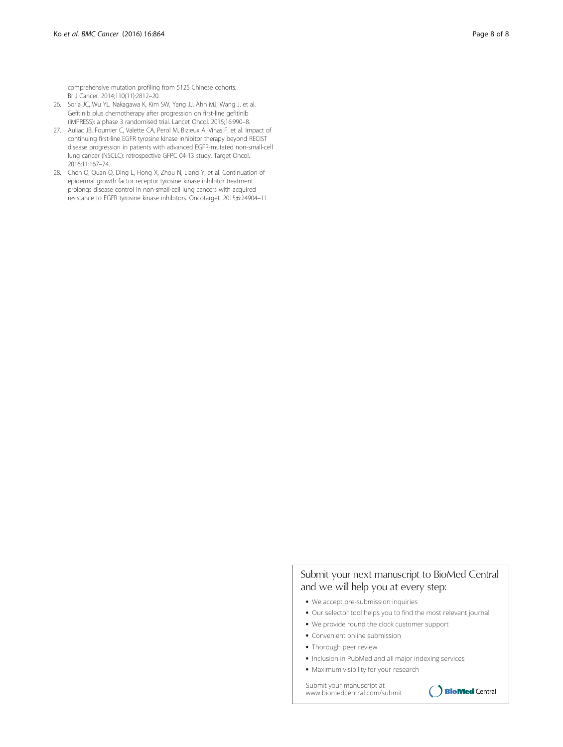comprehensive mutation profiling from 5125 Chinese cohorts. Br J Cancer. 2014;110(11):2812–20.

26. Soria JC, Wu YL, Nakagawa K, Kim SW, Yang JJ, Ahn MJ, Wang J, et al. Gefitinib plus chemotherapy after progression on first-line gefitinib (IMPRESS): a phase 3 randomised trial. Lancet Oncol. 2015;16:990–8.
27. Auliac JB, Fournier C, Valette CA, Perol M, Bizieux A, Vinas F, et al. Impact of continuing first-line EGFR tyrosine kinase inhibitor therapy beyond RECIST disease progression in patients with advanced EGFR-mutated non-small-cell lung cancer (NSCLC): retrospective GFPC 04-13 study. Target Oncol. 2016;11:167–74.
28. Chen Q, Quan Q, Ding L, Hong X, Zhou N, Liang Y, et al. Continuation of epidermal growth factor receptor tyrosine kinase inhibitor treatment prolongs disease control in non-small-cell lung cancers with acquired resistance to EGFR tyrosine kinase inhibitors. Oncotarget. 2015;6:24904–11.

Submit your next manuscript to BioMed Central and we will help you at every step:

- We accept pre-submission inquiries
- Our selector tool helps you to find the most relevant journal
- We provide round the clock customer support
- Convenient online submission
- Thorough peer review
- Inclusion in PubMed and all major indexing services
- Maximum visibility for your research

Submit your manuscript at www.biomedcentral.com/submit

BioMed Central